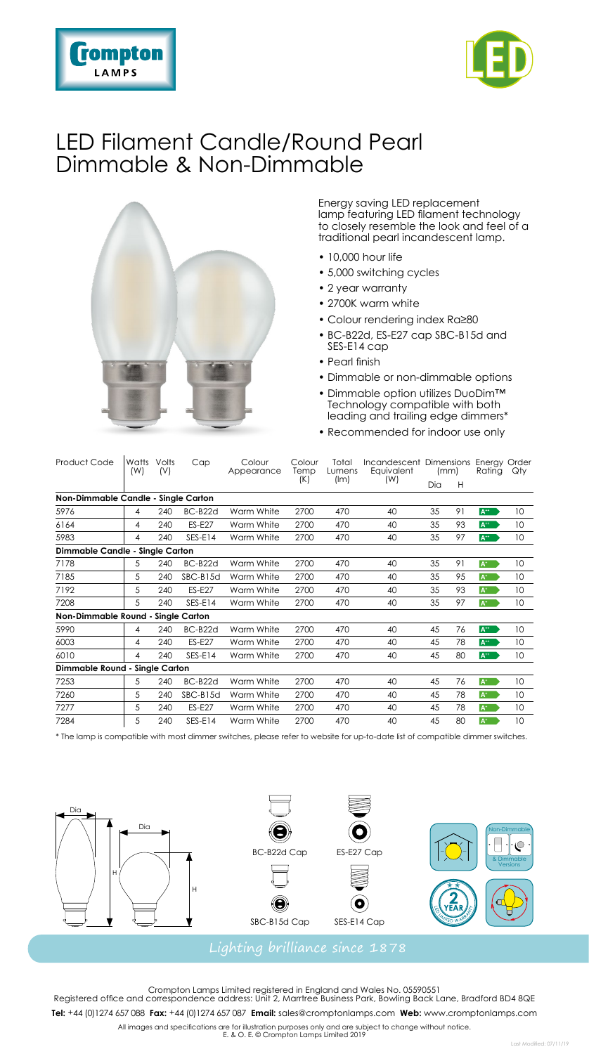# LED Filament Candle/Round Pearl Dimmable & Non-Dimmable

Energy saving LED replacement lamp featuring LED filament technology to closely resemble the look and feel of a traditional pearl incandescent lamp.

- 10,000 hour life
- 5,000 switching cycles
- 2 year warranty
- 2700K warm white
- Colour rendering index Ra≥80
- BC-B22d, ES-E27 cap SBC-B15d and SES-E14 cap
- Pearl finish
- Dimmable or non-dimmable options
- Dimmable option utilizes DuoDim™ Technology compatible with both leading and trailing edge dimmers*
- Recommended for indoor use only

| Product Code | Watts (W) | Volts (V) | Cap | Colour Appearance | Colour Temp (K) | Total Lumens (lm) | Incandescent Equivalent (W) | Dimensions (mm) | | Energy Rating | Order Qty |
|---|---|---|---|---|---|---|---|---|---|---|---|
| | | | | | | | | Dia | H | | |
| **Non-Dimmable Candle - Single Carton** | | | | | | | | | | | |
| 5976 | 4 | 240 | BC-B22d | Warm White | 2700 | 470 | 40 | 35 | 91 | A++ | 10 |
| 6164 | 4 | 240 | ES-E27 | Warm White | 2700 | 470 | 40 | 35 | 93 | A++ | 10 |
| 5983 | 4 | 240 | SES-E14 | Warm White | 2700 | 470 | 40 | 35 | 97 | A++ | 10 |
| **Dimmable Candle - Single Carton** | | | | | | | | | | | |
| 7178 | 5 | 240 | BC-B22d | Warm White | 2700 | 470 | 40 | 35 | 91 | A+ | 10 |
| 7185 | 5 | 240 | SBC-B15d | Warm White | 2700 | 470 | 40 | 35 | 95 | A+ | 10 |
| 7192 | 5 | 240 | ES-E27 | Warm White | 2700 | 470 | 40 | 35 | 93 | A+ | 10 |
| 7208 | 5 | 240 | SES-E14 | Warm White | 2700 | 470 | 40 | 35 | 97 | A+ | 10 |
| **Non-Dimmable Round - Single Carton** | | | | | | | | | | | |
| 5990 | 4 | 240 | BC-B22d | Warm White | 2700 | 470 | 40 | 45 | 76 | A++ | 10 |
| 6003 | 4 | 240 | ES-E27 | Warm White | 2700 | 470 | 40 | 45 | 78 | A++ | 10 |
| 6010 | 4 | 240 | SES-E14 | Warm White | 2700 | 470 | 40 | 45 | 80 | A++ | 10 |
| **Dimmable Round - Single Carton** | | | | | | | | | | | |
| 7253 | 5 | 240 | BC-B22d | Warm White | 2700 | 470 | 40 | 45 | 76 | A+ | 10 |
| 7260 | 5 | 240 | SBC-B15d | Warm White | 2700 | 470 | 40 | 45 | 78 | A+ | 10 |
| 7277 | 5 | 240 | ES-E27 | Warm White | 2700 | 470 | 40 | 45 | 78 | A+ | 10 |
| 7284 | 5 | 240 | SES-E14 | Warm White | 2700 | 470 | 40 | 45 | 80 | A+ | 10 |

\* The lamp is compatible with most dimmer switches, please refer to website for up-to-date list of compatible dimmer switches.

Dia | H | BC-B22d Cap | ES-E27 Cap | SBC-B15d Cap | SES-E14 Cap | Non-Dimmable & Dimmable Versions | 2 YEAR

Lighting brilliance since 1878

Crompton Lamps Limited registered in England and Wales No. 05590551
Registered office and correspondence address: Unit 2, Marrtree Business Park, Bowling Back Lane, Bradford BD4 8QE

**Tel:** +44 (0)1274 657 088 **Fax:** +44 (0)1274 657 087 **Email:** sales@cromptonlamps.com **Web:** www.cromptonlamps.com

All images and specifications are for illustration purposes only and are subject to change without notice.
E. & O. E. © Crompton Lamps Limited 2019

Last Modified: 07/11/19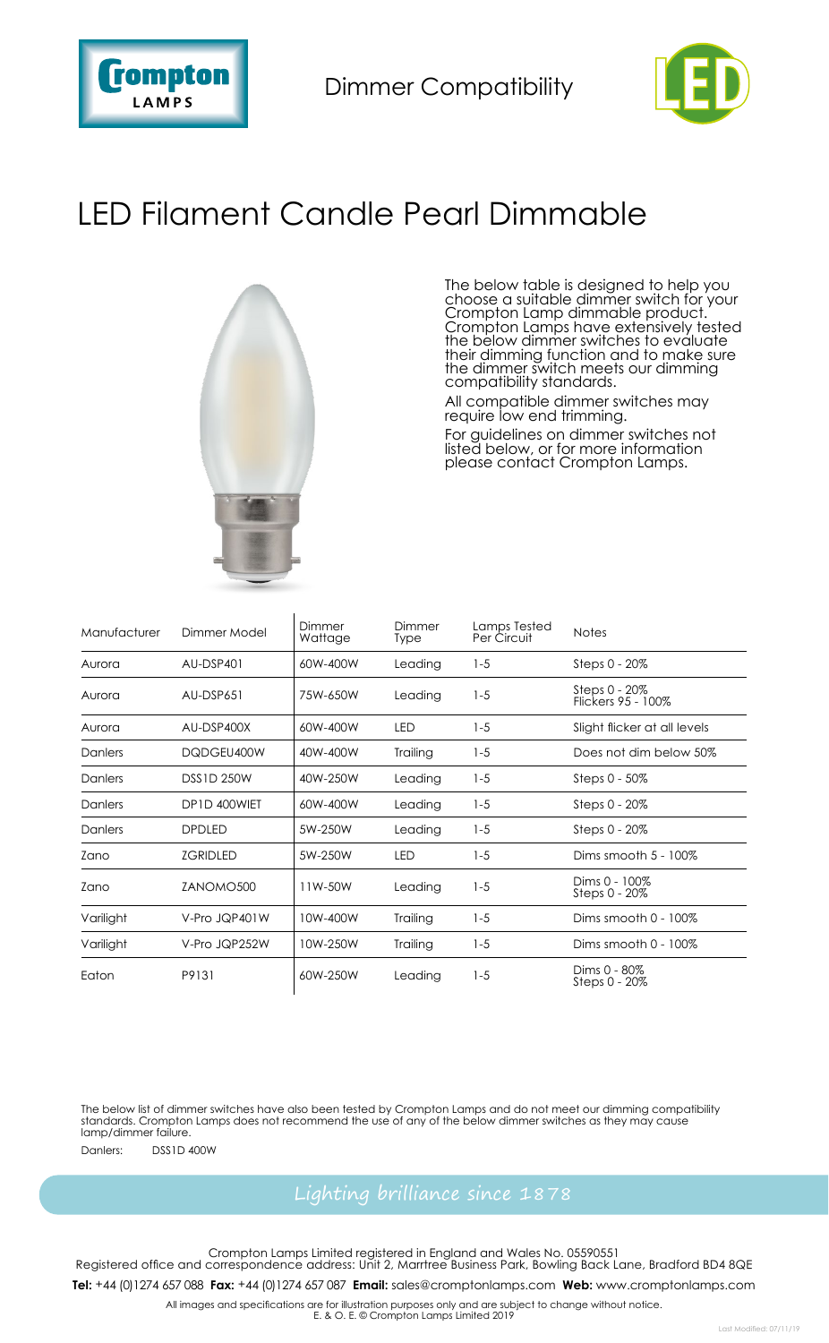Dimmer Compatibility

# LED Filament Candle Pearl Dimmable

The below table is designed to help you choose a suitable dimmer switch for your Crompton Lamp dimmable product. Crompton Lamps have extensively tested the below dimmer switches to evaluate their dimming function and to make sure the dimmer switch meets our dimming compatibility standards.

All compatible dimmer switches may require low end trimming.

For guidelines on dimmer switches not listed below, or for more information please contact Crompton Lamps.

| Manufacturer | Dimmer Model | Dimmer Wattage | Dimmer Type | Lamps Tested Per Circuit | Notes |
|---|---|---|---|---|---|
| Aurora | AU-DSP401 | 60W-400W | Leading | 1-5 | Steps 0 - 20% |
| Aurora | AU-DSP651 | 75W-650W | Leading | 1-5 | Steps 0 - 20% Flickers 95 - 100% |
| Aurora | AU-DSP400X | 60W-400W | LED | 1-5 | Slight flicker at all levels |
| Danlers | DQDGEU400W | 40W-400W | Trailing | 1-5 | Does not dim below 50% |
| Danlers | DSS1D 250W | 40W-250W | Leading | 1-5 | Steps 0 - 50% |
| Danlers | DP1D 400WIET | 60W-400W | Leading | 1-5 | Steps 0 - 20% |
| Danlers | DPDLED | 5W-250W | Leading | 1-5 | Steps 0 - 20% |
| Zano | ZGRIDLED | 5W-250W | LED | 1-5 | Dims smooth 5 - 100% |
| Zano | ZANOMO500 | 11W-50W | Leading | 1-5 | Dims 0 - 100% Steps 0 - 20% |
| Varilight | V-Pro JQP401W | 10W-400W | Trailing | 1-5 | Dims smooth 0 - 100% |
| Varilight | V-Pro JQP252W | 10W-250W | Trailing | 1-5 | Dims smooth 0 - 100% |
| Eaton | P9131 | 60W-250W | Leading | 1-5 | Dims 0 - 80% Steps 0 - 20% |

The below list of dimmer switches have also been tested by Crompton Lamps and do not meet our dimming compatibility standards. Crompton Lamps does not recommend the use of any of the below dimmer switches as they may cause lamp/dimmer failure.

Danlers: DSS1D 400W

*Lighting brilliance since 1878*

Crompton Lamps Limited registered in England and Wales No. 05590551
Registered office and correspondence address: Unit 2, Marrtree Business Park, Bowling Back Lane, Bradford BD4 8QE

**Tel:** +44 (0)1274 657 088 **Fax:** +44 (0)1274 657 087 **Email:** sales@cromptonlamps.com **Web:** www.cromptonlamps.com

All images and specifications are for illustration purposes only and are subject to change without notice.
E. & O. E. © Crompton Lamps Limited 2019

Last Modified: 07/11/19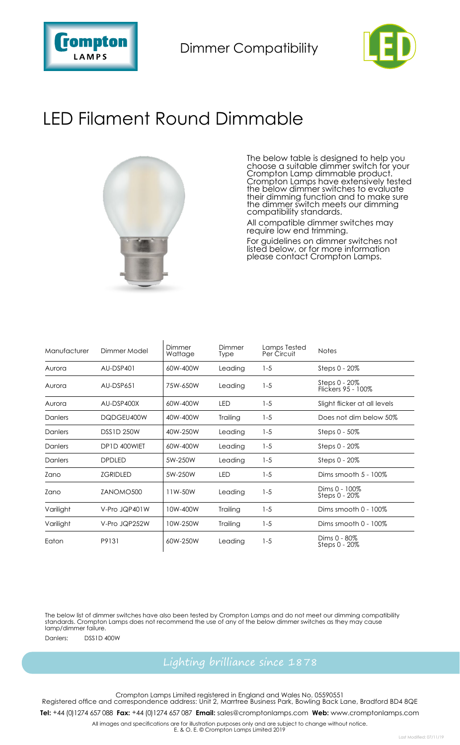Dimmer Compatibility

# LED Filament Round Dimmable

The below table is designed to help you choose a suitable dimmer switch for your Crompton Lamp dimmable product. Crompton Lamps have extensively tested the below dimmer switches to evaluate their dimming function and to make sure the dimmer switch meets our dimming compatibility standards.

All compatible dimmer switches may require low end trimming.

For guidelines on dimmer switches not listed below, or for more information please contact Crompton Lamps.

| Manufacturer | Dimmer Model | Dimmer Wattage | Dimmer Type | Lamps Tested Per Circuit | Notes |
|---|---|---|---|---|---|
| Aurora | AU-DSP401 | 60W-400W | Leading | 1-5 | Steps 0 - 20% |
| Aurora | AU-DSP651 | 75W-650W | Leading | 1-5 | Steps 0 - 20%<br>Flickers 95 - 100% |
| Aurora | AU-DSP400X | 60W-400W | LED | 1-5 | Slight flicker at all levels |
| Danlers | DQDGEU400W | 40W-400W | Trailing | 1-5 | Does not dim below 50% |
| Danlers | DSS1D 250W | 40W-250W | Leading | 1-5 | Steps 0 - 50% |
| Danlers | DP1D 400WIET | 60W-400W | Leading | 1-5 | Steps 0 - 20% |
| Danlers | DPDLED | 5W-250W | Leading | 1-5 | Steps 0 - 20% |
| Zano | ZGRIDLED | 5W-250W | LED | 1-5 | Dims smooth 5 - 100% |
| Zano | ZANOMO500 | 11W-50W | Leading | 1-5 | Dims 0 - 100%<br>Steps 0 - 20% |
| Varilight | V-Pro JQP401W | 10W-400W | Trailing | 1-5 | Dims smooth 0 - 100% |
| Varilight | V-Pro JQP252W | 10W-250W | Trailing | 1-5 | Dims smooth 0 - 100% |
| Eaton | P9131 | 60W-250W | Leading | 1-5 | Dims 0 - 80%<br>Steps 0 - 20% |

The below list of dimmer switches have also been tested by Crompton Lamps and do not meet our dimming compatibility standards. Crompton Lamps does not recommend the use of any of the below dimmer switches as they may cause lamp/dimmer failure.

Danlers: DSS1D 400W

Lighting brilliance since 1878

Crompton Lamps Limited registered in England and Wales No. 05590551
Registered office and correspondence address: Unit 2, Marrtree Business Park, Bowling Back Lane, Bradford BD4 8QE

**Tel:** +44 (0)1274 657 088 **Fax:** +44 (0)1274 657 087 **Email:** sales@cromptonlamps.com **Web:** www.cromptonlamps.com

All images and specifications are for illustration purposes only and are subject to change without notice.
E. & O. E. © Crompton Lamps Limited 2019

Last Modified: 07/11/19